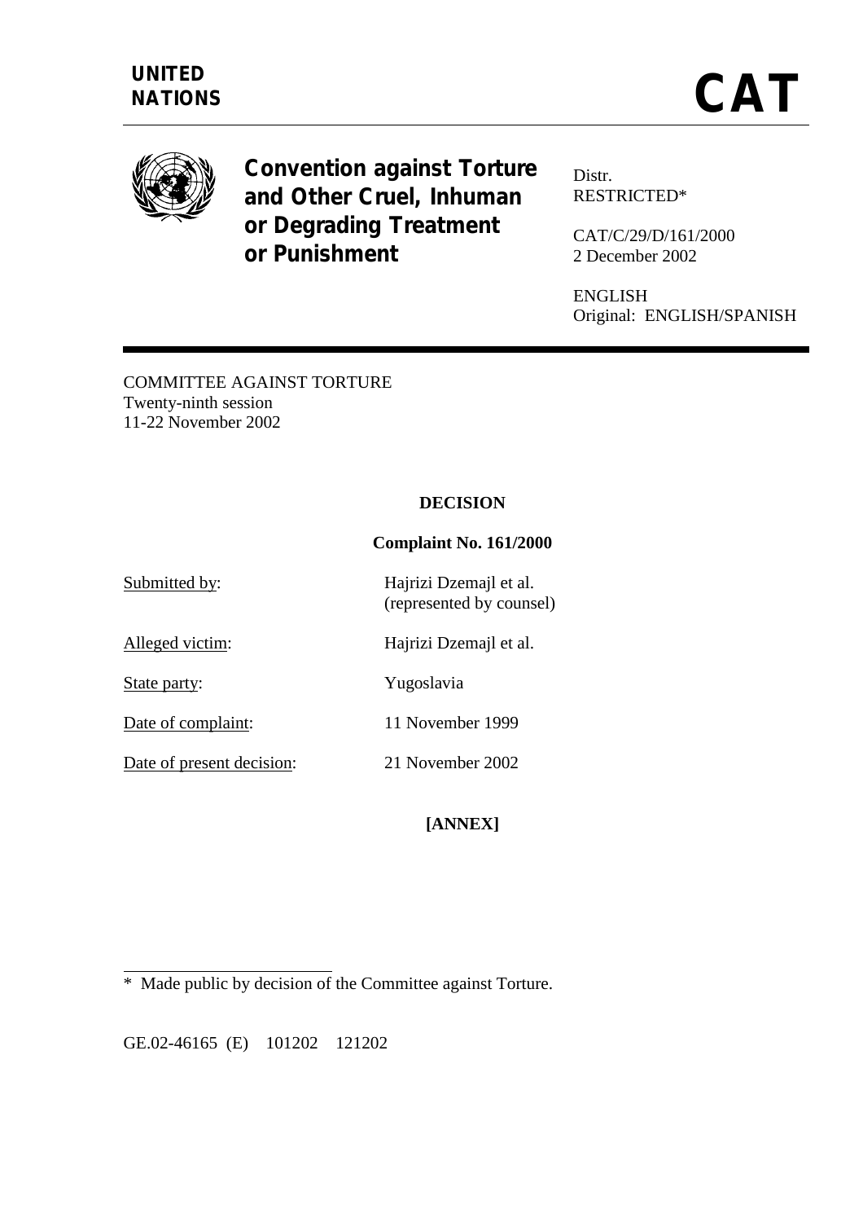**UNITED NATIONS**

# CAT

**Convention against Torture and Other Cruel, Inhuman or Degrading Treatment or Punishment**

Distr.
RESTRICTED*

CAT/C/29/D/161/2000
2 December 2002

ENGLISH
Original: ENGLISH/SPANISH

COMMITTEE AGAINST TORTURE
Twenty-ninth session
11-22 November 2002

**DECISION**

**Complaint No. 161/2000**

Submitted by: Hajrizi Dzemajl et al. (represented by counsel)

Alleged victim: Hajrizi Dzemajl et al.

State party: Yugoslavia

Date of complaint: 11 November 1999

Date of present decision: 21 November 2002

**[ANNEX]**

---

\* Made public by decision of the Committee against Torture.

GE.02-46165 (E) 101202 121202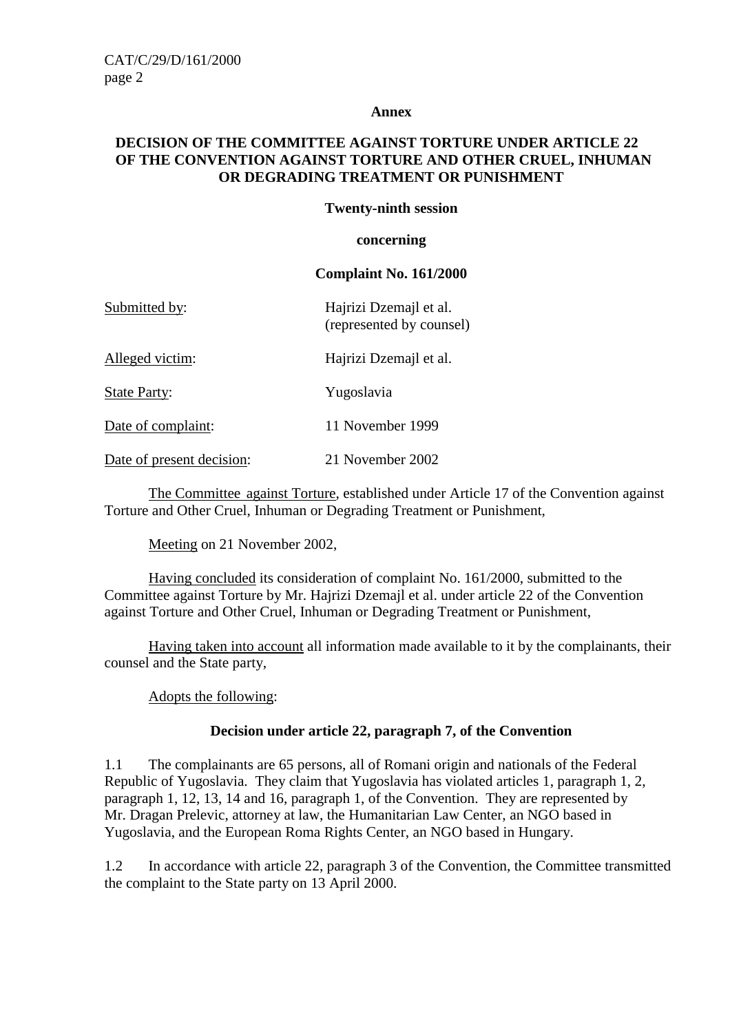**Annex**

**DECISION OF THE COMMITTEE AGAINST TORTURE UNDER ARTICLE 22 OF THE CONVENTION AGAINST TORTURE AND OTHER CRUEL, INHUMAN OR DEGRADING TREATMENT OR PUNISHMENT**

**Twenty-ninth session**

**concerning**

**Complaint No. 161/2000**

| | |
|---|---|
| Submitted by: | Hajrizi Dzemajl et al. (represented by counsel) |
| Alleged victim: | Hajrizi Dzemajl et al. |
| State Party: | Yugoslavia |
| Date of complaint: | 11 November 1999 |
| Date of present decision: | 21 November 2002 |

The Committee against Torture, established under Article 17 of the Convention against Torture and Other Cruel, Inhuman or Degrading Treatment or Punishment,

Meeting on 21 November 2002,

Having concluded its consideration of complaint No. 161/2000, submitted to the Committee against Torture by Mr. Hajrizi Dzemajl et al. under article 22 of the Convention against Torture and Other Cruel, Inhuman or Degrading Treatment or Punishment,

Having taken into account all information made available to it by the complainants, their counsel and the State party,

Adopts the following:

**Decision under article 22, paragraph 7, of the Convention**

1.1 The complainants are 65 persons, all of Romani origin and nationals of the Federal Republic of Yugoslavia. They claim that Yugoslavia has violated articles 1, paragraph 1, 2, paragraph 1, 12, 13, 14 and 16, paragraph 1, of the Convention. They are represented by Mr. Dragan Prelevic, attorney at law, the Humanitarian Law Center, an NGO based in Yugoslavia, and the European Roma Rights Center, an NGO based in Hungary.

1.2 In accordance with article 22, paragraph 3 of the Convention, the Committee transmitted the complaint to the State party on 13 April 2000.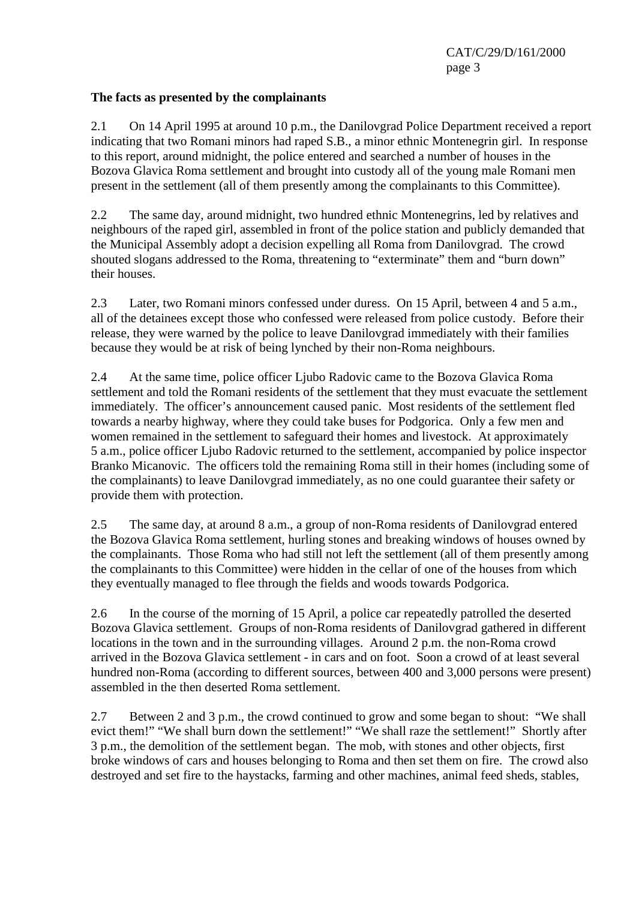**The facts as presented by the complainants**

2.1 On 14 April 1995 at around 10 p.m., the Danilovgrad Police Department received a report indicating that two Romani minors had raped S.B., a minor ethnic Montenegrin girl. In response to this report, around midnight, the police entered and searched a number of houses in the Bozova Glavica Roma settlement and brought into custody all of the young male Romani men present in the settlement (all of them presently among the complainants to this Committee).

2.2 The same day, around midnight, two hundred ethnic Montenegrins, led by relatives and neighbours of the raped girl, assembled in front of the police station and publicly demanded that the Municipal Assembly adopt a decision expelling all Roma from Danilovgrad. The crowd shouted slogans addressed to the Roma, threatening to "exterminate" them and "burn down" their houses.

2.3 Later, two Romani minors confessed under duress. On 15 April, between 4 and 5 a.m., all of the detainees except those who confessed were released from police custody. Before their release, they were warned by the police to leave Danilovgrad immediately with their families because they would be at risk of being lynched by their non-Roma neighbours.

2.4 At the same time, police officer Ljubo Radovic came to the Bozova Glavica Roma settlement and told the Romani residents of the settlement that they must evacuate the settlement immediately. The officer's announcement caused panic. Most residents of the settlement fled towards a nearby highway, where they could take buses for Podgorica. Only a few men and women remained in the settlement to safeguard their homes and livestock. At approximately 5 a.m., police officer Ljubo Radovic returned to the settlement, accompanied by police inspector Branko Micanovic. The officers told the remaining Roma still in their homes (including some of the complainants) to leave Danilovgrad immediately, as no one could guarantee their safety or provide them with protection.

2.5 The same day, at around 8 a.m., a group of non-Roma residents of Danilovgrad entered the Bozova Glavica Roma settlement, hurling stones and breaking windows of houses owned by the complainants. Those Roma who had still not left the settlement (all of them presently among the complainants to this Committee) were hidden in the cellar of one of the houses from which they eventually managed to flee through the fields and woods towards Podgorica.

2.6 In the course of the morning of 15 April, a police car repeatedly patrolled the deserted Bozova Glavica settlement. Groups of non-Roma residents of Danilovgrad gathered in different locations in the town and in the surrounding villages. Around 2 p.m. the non-Roma crowd arrived in the Bozova Glavica settlement - in cars and on foot. Soon a crowd of at least several hundred non-Roma (according to different sources, between 400 and 3,000 persons were present) assembled in the then deserted Roma settlement.

2.7 Between 2 and 3 p.m., the crowd continued to grow and some began to shout: "We shall evict them!" "We shall burn down the settlement!" "We shall raze the settlement!" Shortly after 3 p.m., the demolition of the settlement began. The mob, with stones and other objects, first broke windows of cars and houses belonging to Roma and then set them on fire. The crowd also destroyed and set fire to the haystacks, farming and other machines, animal feed sheds, stables,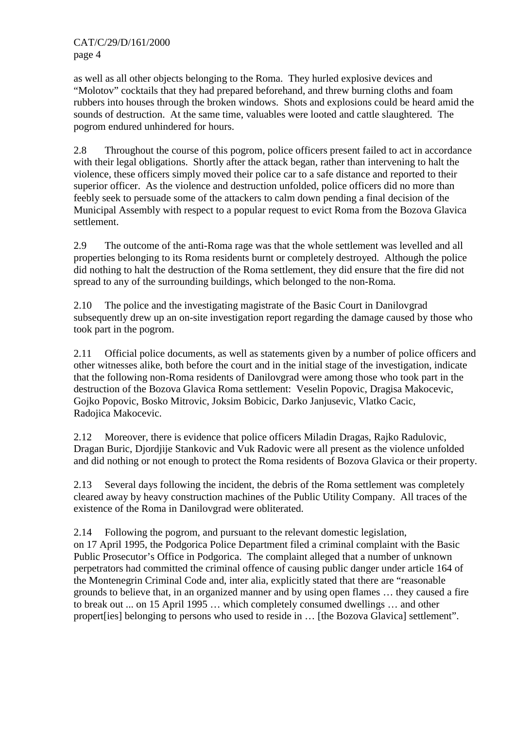as well as all other objects belonging to the Roma. They hurled explosive devices and "Molotov" cocktails that they had prepared beforehand, and threw burning cloths and foam rubbers into houses through the broken windows. Shots and explosions could be heard amid the sounds of destruction. At the same time, valuables were looted and cattle slaughtered. The pogrom endured unhindered for hours.

2.8 Throughout the course of this pogrom, police officers present failed to act in accordance with their legal obligations. Shortly after the attack began, rather than intervening to halt the violence, these officers simply moved their police car to a safe distance and reported to their superior officer. As the violence and destruction unfolded, police officers did no more than feebly seek to persuade some of the attackers to calm down pending a final decision of the Municipal Assembly with respect to a popular request to evict Roma from the Bozova Glavica settlement.

2.9 The outcome of the anti-Roma rage was that the whole settlement was levelled and all properties belonging to its Roma residents burnt or completely destroyed. Although the police did nothing to halt the destruction of the Roma settlement, they did ensure that the fire did not spread to any of the surrounding buildings, which belonged to the non-Roma.

2.10 The police and the investigating magistrate of the Basic Court in Danilovgrad subsequently drew up an on-site investigation report regarding the damage caused by those who took part in the pogrom.

2.11 Official police documents, as well as statements given by a number of police officers and other witnesses alike, both before the court and in the initial stage of the investigation, indicate that the following non-Roma residents of Danilovgrad were among those who took part in the destruction of the Bozova Glavica Roma settlement: Veselin Popovic, Dragisa Makocevic, Gojko Popovic, Bosko Mitrovic, Joksim Bobicic, Darko Janjusevic, Vlatko Cacic, Radojica Makocevic.

2.12 Moreover, there is evidence that police officers Miladin Dragas, Rajko Radulovic, Dragan Buric, Djordjije Stankovic and Vuk Radovic were all present as the violence unfolded and did nothing or not enough to protect the Roma residents of Bozova Glavica or their property.

2.13 Several days following the incident, the debris of the Roma settlement was completely cleared away by heavy construction machines of the Public Utility Company. All traces of the existence of the Roma in Danilovgrad were obliterated.

2.14 Following the pogrom, and pursuant to the relevant domestic legislation, on 17 April 1995, the Podgorica Police Department filed a criminal complaint with the Basic Public Prosecutor's Office in Podgorica. The complaint alleged that a number of unknown perpetrators had committed the criminal offence of causing public danger under article 164 of the Montenegrin Criminal Code and, inter alia, explicitly stated that there are "reasonable grounds to believe that, in an organized manner and by using open flames … they caused a fire to break out ... on 15 April 1995 … which completely consumed dwellings … and other propert[ies] belonging to persons who used to reside in … [the Bozova Glavica] settlement".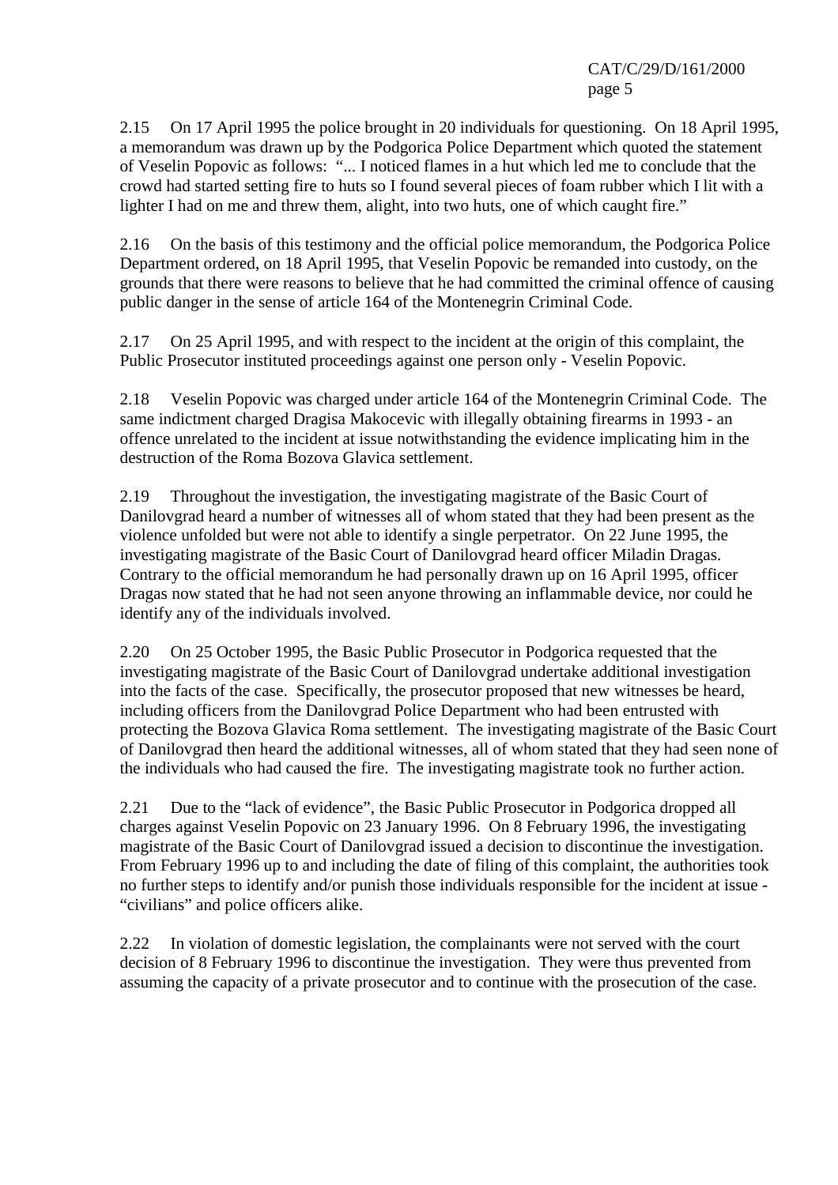2.15 On 17 April 1995 the police brought in 20 individuals for questioning. On 18 April 1995, a memorandum was drawn up by the Podgorica Police Department which quoted the statement of Veselin Popovic as follows: "... I noticed flames in a hut which led me to conclude that the crowd had started setting fire to huts so I found several pieces of foam rubber which I lit with a lighter I had on me and threw them, alight, into two huts, one of which caught fire."

2.16 On the basis of this testimony and the official police memorandum, the Podgorica Police Department ordered, on 18 April 1995, that Veselin Popovic be remanded into custody, on the grounds that there were reasons to believe that he had committed the criminal offence of causing public danger in the sense of article 164 of the Montenegrin Criminal Code.

2.17 On 25 April 1995, and with respect to the incident at the origin of this complaint, the Public Prosecutor instituted proceedings against one person only - Veselin Popovic.

2.18 Veselin Popovic was charged under article 164 of the Montenegrin Criminal Code. The same indictment charged Dragisa Makocevic with illegally obtaining firearms in 1993 - an offence unrelated to the incident at issue notwithstanding the evidence implicating him in the destruction of the Roma Bozova Glavica settlement.

2.19 Throughout the investigation, the investigating magistrate of the Basic Court of Danilovgrad heard a number of witnesses all of whom stated that they had been present as the violence unfolded but were not able to identify a single perpetrator. On 22 June 1995, the investigating magistrate of the Basic Court of Danilovgrad heard officer Miladin Dragas. Contrary to the official memorandum he had personally drawn up on 16 April 1995, officer Dragas now stated that he had not seen anyone throwing an inflammable device, nor could he identify any of the individuals involved.

2.20 On 25 October 1995, the Basic Public Prosecutor in Podgorica requested that the investigating magistrate of the Basic Court of Danilovgrad undertake additional investigation into the facts of the case. Specifically, the prosecutor proposed that new witnesses be heard, including officers from the Danilovgrad Police Department who had been entrusted with protecting the Bozova Glavica Roma settlement. The investigating magistrate of the Basic Court of Danilovgrad then heard the additional witnesses, all of whom stated that they had seen none of the individuals who had caused the fire. The investigating magistrate took no further action.

2.21 Due to the "lack of evidence", the Basic Public Prosecutor in Podgorica dropped all charges against Veselin Popovic on 23 January 1996. On 8 February 1996, the investigating magistrate of the Basic Court of Danilovgrad issued a decision to discontinue the investigation. From February 1996 up to and including the date of filing of this complaint, the authorities took no further steps to identify and/or punish those individuals responsible for the incident at issue - "civilians" and police officers alike.

2.22 In violation of domestic legislation, the complainants were not served with the court decision of 8 February 1996 to discontinue the investigation. They were thus prevented from assuming the capacity of a private prosecutor and to continue with the prosecution of the case.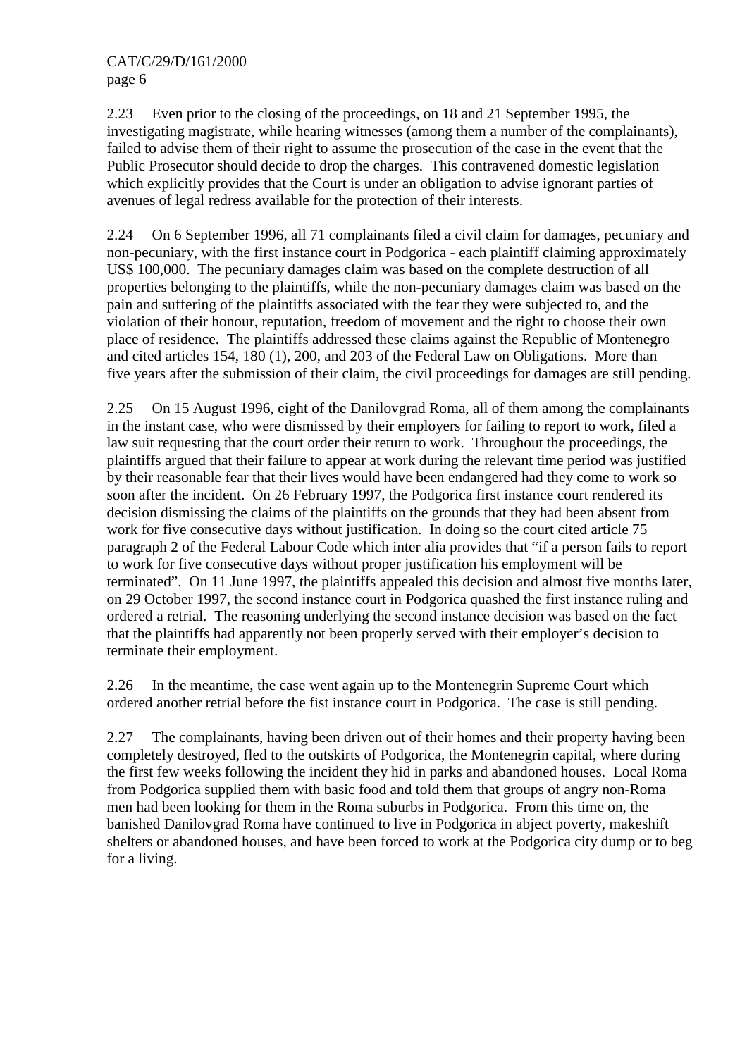2.23 Even prior to the closing of the proceedings, on 18 and 21 September 1995, the investigating magistrate, while hearing witnesses (among them a number of the complainants), failed to advise them of their right to assume the prosecution of the case in the event that the Public Prosecutor should decide to drop the charges. This contravened domestic legislation which explicitly provides that the Court is under an obligation to advise ignorant parties of avenues of legal redress available for the protection of their interests.

2.24 On 6 September 1996, all 71 complainants filed a civil claim for damages, pecuniary and non-pecuniary, with the first instance court in Podgorica - each plaintiff claiming approximately US$ 100,000. The pecuniary damages claim was based on the complete destruction of all properties belonging to the plaintiffs, while the non-pecuniary damages claim was based on the pain and suffering of the plaintiffs associated with the fear they were subjected to, and the violation of their honour, reputation, freedom of movement and the right to choose their own place of residence. The plaintiffs addressed these claims against the Republic of Montenegro and cited articles 154, 180 (1), 200, and 203 of the Federal Law on Obligations. More than five years after the submission of their claim, the civil proceedings for damages are still pending.

2.25 On 15 August 1996, eight of the Danilovgrad Roma, all of them among the complainants in the instant case, who were dismissed by their employers for failing to report to work, filed a law suit requesting that the court order their return to work. Throughout the proceedings, the plaintiffs argued that their failure to appear at work during the relevant time period was justified by their reasonable fear that their lives would have been endangered had they come to work so soon after the incident. On 26 February 1997, the Podgorica first instance court rendered its decision dismissing the claims of the plaintiffs on the grounds that they had been absent from work for five consecutive days without justification. In doing so the court cited article 75 paragraph 2 of the Federal Labour Code which inter alia provides that "if a person fails to report to work for five consecutive days without proper justification his employment will be terminated". On 11 June 1997, the plaintiffs appealed this decision and almost five months later, on 29 October 1997, the second instance court in Podgorica quashed the first instance ruling and ordered a retrial. The reasoning underlying the second instance decision was based on the fact that the plaintiffs had apparently not been properly served with their employer's decision to terminate their employment.

2.26 In the meantime, the case went again up to the Montenegrin Supreme Court which ordered another retrial before the fist instance court in Podgorica. The case is still pending.

2.27 The complainants, having been driven out of their homes and their property having been completely destroyed, fled to the outskirts of Podgorica, the Montenegrin capital, where during the first few weeks following the incident they hid in parks and abandoned houses. Local Roma from Podgorica supplied them with basic food and told them that groups of angry non-Roma men had been looking for them in the Roma suburbs in Podgorica. From this time on, the banished Danilovgrad Roma have continued to live in Podgorica in abject poverty, makeshift shelters or abandoned houses, and have been forced to work at the Podgorica city dump or to beg for a living.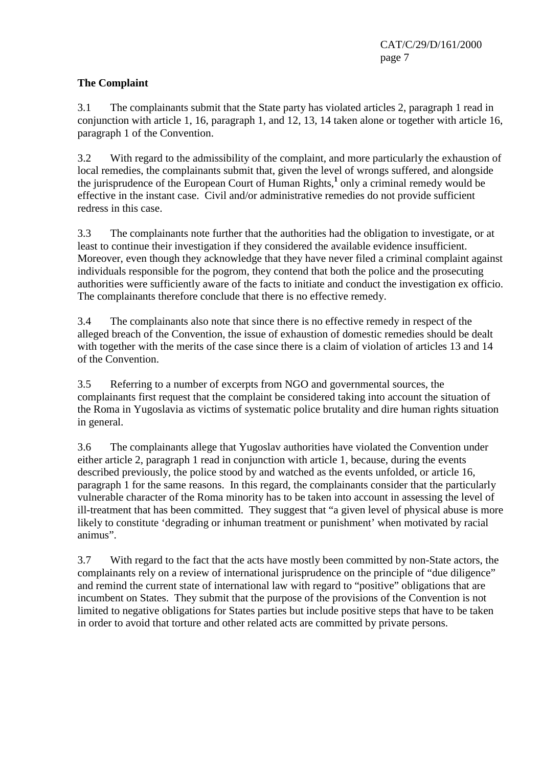## The Complaint

3.1 The complainants submit that the State party has violated articles 2, paragraph 1 read in conjunction with article 1, 16, paragraph 1, and 12, 13, 14 taken alone or together with article 16, paragraph 1 of the Convention.

3.2 With regard to the admissibility of the complaint, and more particularly the exhaustion of local remedies, the complainants submit that, given the level of wrongs suffered, and alongside the jurisprudence of the European Court of Human Rights,[1] only a criminal remedy would be effective in the instant case. Civil and/or administrative remedies do not provide sufficient redress in this case.

3.3 The complainants note further that the authorities had the obligation to investigate, or at least to continue their investigation if they considered the available evidence insufficient. Moreover, even though they acknowledge that they have never filed a criminal complaint against individuals responsible for the pogrom, they contend that both the police and the prosecuting authorities were sufficiently aware of the facts to initiate and conduct the investigation ex officio. The complainants therefore conclude that there is no effective remedy.

3.4 The complainants also note that since there is no effective remedy in respect of the alleged breach of the Convention, the issue of exhaustion of domestic remedies should be dealt with together with the merits of the case since there is a claim of violation of articles 13 and 14 of the Convention.

3.5 Referring to a number of excerpts from NGO and governmental sources, the complainants first request that the complaint be considered taking into account the situation of the Roma in Yugoslavia as victims of systematic police brutality and dire human rights situation in general.

3.6 The complainants allege that Yugoslav authorities have violated the Convention under either article 2, paragraph 1 read in conjunction with article 1, because, during the events described previously, the police stood by and watched as the events unfolded, or article 16, paragraph 1 for the same reasons. In this regard, the complainants consider that the particularly vulnerable character of the Roma minority has to be taken into account in assessing the level of ill-treatment that has been committed. They suggest that "a given level of physical abuse is more likely to constitute 'degrading or inhuman treatment or punishment' when motivated by racial animus".

3.7 With regard to the fact that the acts have mostly been committed by non-State actors, the complainants rely on a review of international jurisprudence on the principle of "due diligence" and remind the current state of international law with regard to "positive" obligations that are incumbent on States. They submit that the purpose of the provisions of the Convention is not limited to negative obligations for States parties but include positive steps that have to be taken in order to avoid that torture and other related acts are committed by private persons.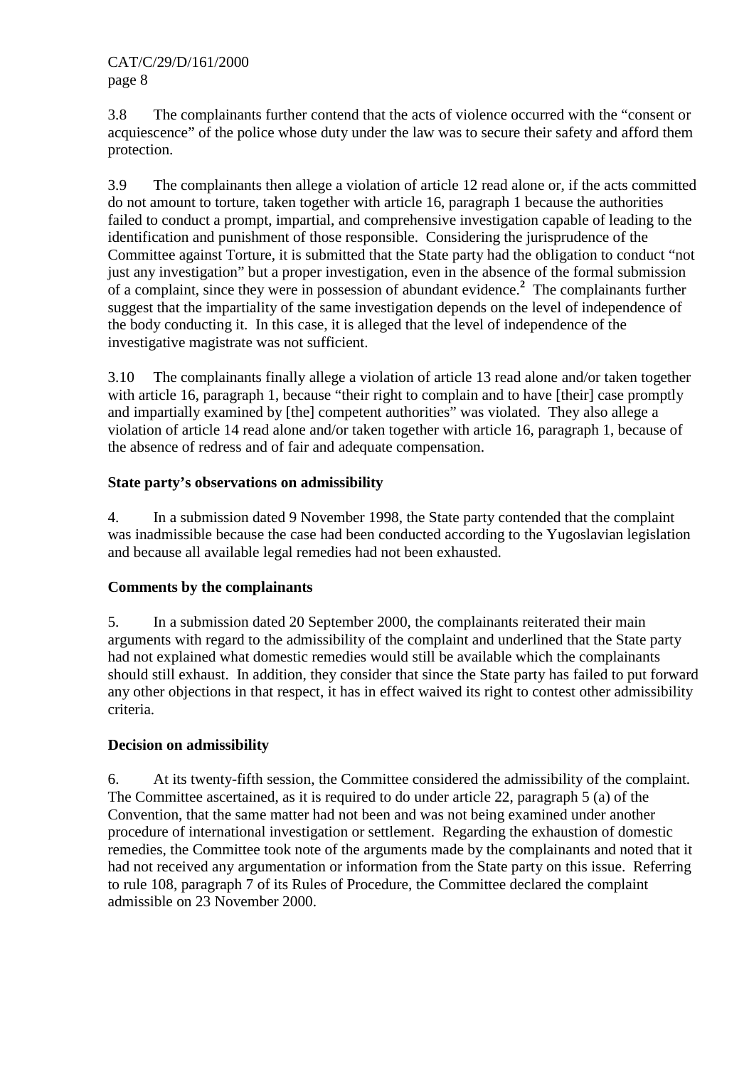3.8 The complainants further contend that the acts of violence occurred with the "consent or acquiescence" of the police whose duty under the law was to secure their safety and afford them protection.

3.9 The complainants then allege a violation of article 12 read alone or, if the acts committed do not amount to torture, taken together with article 16, paragraph 1 because the authorities failed to conduct a prompt, impartial, and comprehensive investigation capable of leading to the identification and punishment of those responsible. Considering the jurisprudence of the Committee against Torture, it is submitted that the State party had the obligation to conduct "not just any investigation" but a proper investigation, even in the absence of the formal submission of a complaint, since they were in possession of abundant evidence.[2] The complainants further suggest that the impartiality of the same investigation depends on the level of independence of the body conducting it. In this case, it is alleged that the level of independence of the investigative magistrate was not sufficient.

3.10 The complainants finally allege a violation of article 13 read alone and/or taken together with article 16, paragraph 1, because "their right to complain and to have [their] case promptly and impartially examined by [the] competent authorities" was violated. They also allege a violation of article 14 read alone and/or taken together with article 16, paragraph 1, because of the absence of redress and of fair and adequate compensation.

**State party's observations on admissibility**

4. In a submission dated 9 November 1998, the State party contended that the complaint was inadmissible because the case had been conducted according to the Yugoslavian legislation and because all available legal remedies had not been exhausted.

**Comments by the complainants**

5. In a submission dated 20 September 2000, the complainants reiterated their main arguments with regard to the admissibility of the complaint and underlined that the State party had not explained what domestic remedies would still be available which the complainants should still exhaust. In addition, they consider that since the State party has failed to put forward any other objections in that respect, it has in effect waived its right to contest other admissibility criteria.

**Decision on admissibility**

6. At its twenty-fifth session, the Committee considered the admissibility of the complaint. The Committee ascertained, as it is required to do under article 22, paragraph 5 (a) of the Convention, that the same matter had not been and was not being examined under another procedure of international investigation or settlement. Regarding the exhaustion of domestic remedies, the Committee took note of the arguments made by the complainants and noted that it had not received any argumentation or information from the State party on this issue. Referring to rule 108, paragraph 7 of its Rules of Procedure, the Committee declared the complaint admissible on 23 November 2000.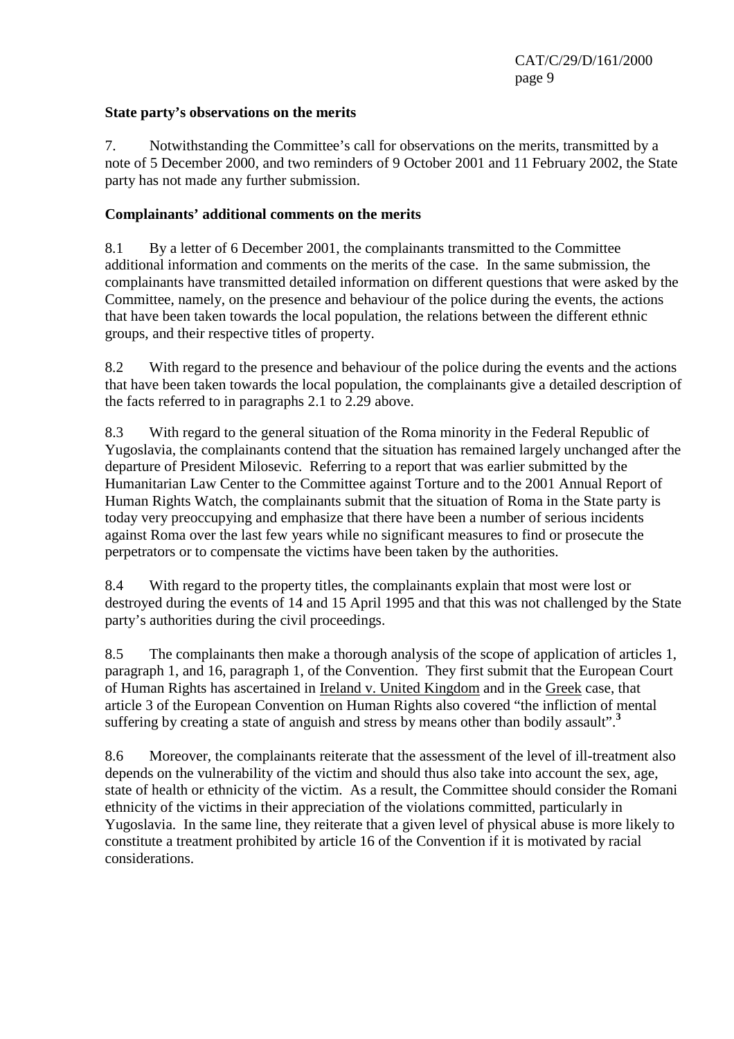**State party's observations on the merits**

7. Notwithstanding the Committee's call for observations on the merits, transmitted by a note of 5 December 2000, and two reminders of 9 October 2001 and 11 February 2002, the State party has not made any further submission.

**Complainants' additional comments on the merits**

8.1 By a letter of 6 December 2001, the complainants transmitted to the Committee additional information and comments on the merits of the case. In the same submission, the complainants have transmitted detailed information on different questions that were asked by the Committee, namely, on the presence and behaviour of the police during the events, the actions that have been taken towards the local population, the relations between the different ethnic groups, and their respective titles of property.

8.2 With regard to the presence and behaviour of the police during the events and the actions that have been taken towards the local population, the complainants give a detailed description of the facts referred to in paragraphs 2.1 to 2.29 above.

8.3 With regard to the general situation of the Roma minority in the Federal Republic of Yugoslavia, the complainants contend that the situation has remained largely unchanged after the departure of President Milosevic. Referring to a report that was earlier submitted by the Humanitarian Law Center to the Committee against Torture and to the 2001 Annual Report of Human Rights Watch, the complainants submit that the situation of Roma in the State party is today very preoccupying and emphasize that there have been a number of serious incidents against Roma over the last few years while no significant measures to find or prosecute the perpetrators or to compensate the victims have been taken by the authorities.

8.4 With regard to the property titles, the complainants explain that most were lost or destroyed during the events of 14 and 15 April 1995 and that this was not challenged by the State party's authorities during the civil proceedings.

8.5 The complainants then make a thorough analysis of the scope of application of articles 1, paragraph 1, and 16, paragraph 1, of the Convention. They first submit that the European Court of Human Rights has ascertained in Ireland v. United Kingdom and in the Greek case, that article 3 of the European Convention on Human Rights also covered "the infliction of mental suffering by creating a state of anguish and stress by means other than bodily assault".[3]

8.6 Moreover, the complainants reiterate that the assessment of the level of ill-treatment also depends on the vulnerability of the victim and should thus also take into account the sex, age, state of health or ethnicity of the victim. As a result, the Committee should consider the Romani ethnicity of the victims in their appreciation of the violations committed, particularly in Yugoslavia. In the same line, they reiterate that a given level of physical abuse is more likely to constitute a treatment prohibited by article 16 of the Convention if it is motivated by racial considerations.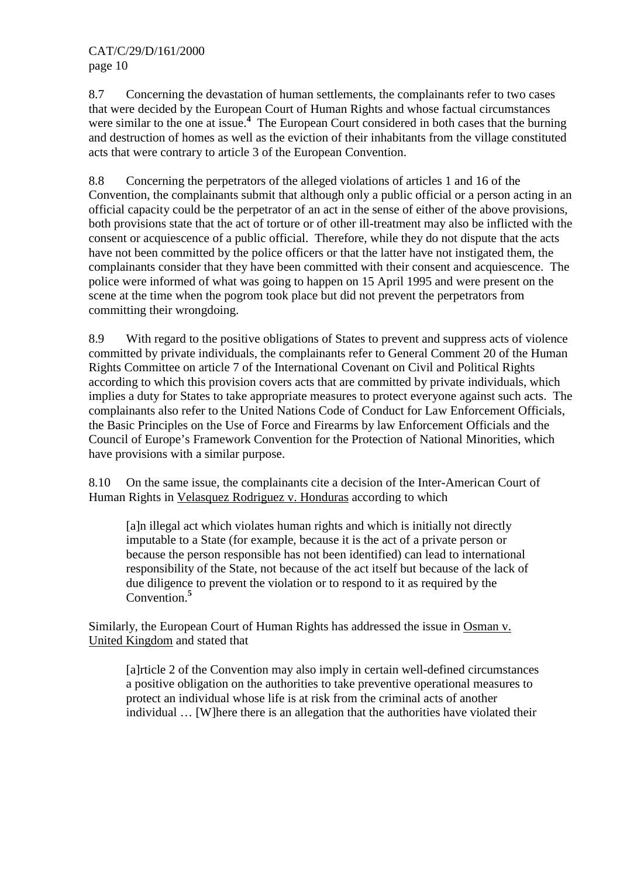8.7 Concerning the devastation of human settlements, the complainants refer to two cases that were decided by the European Court of Human Rights and whose factual circumstances were similar to the one at issue.[4] The European Court considered in both cases that the burning and destruction of homes as well as the eviction of their inhabitants from the village constituted acts that were contrary to article 3 of the European Convention.

8.8 Concerning the perpetrators of the alleged violations of articles 1 and 16 of the Convention, the complainants submit that although only a public official or a person acting in an official capacity could be the perpetrator of an act in the sense of either of the above provisions, both provisions state that the act of torture or of other ill-treatment may also be inflicted with the consent or acquiescence of a public official. Therefore, while they do not dispute that the acts have not been committed by the police officers or that the latter have not instigated them, the complainants consider that they have been committed with their consent and acquiescence. The police were informed of what was going to happen on 15 April 1995 and were present on the scene at the time when the pogrom took place but did not prevent the perpetrators from committing their wrongdoing.

8.9 With regard to the positive obligations of States to prevent and suppress acts of violence committed by private individuals, the complainants refer to General Comment 20 of the Human Rights Committee on article 7 of the International Covenant on Civil and Political Rights according to which this provision covers acts that are committed by private individuals, which implies a duty for States to take appropriate measures to protect everyone against such acts. The complainants also refer to the United Nations Code of Conduct for Law Enforcement Officials, the Basic Principles on the Use of Force and Firearms by law Enforcement Officials and the Council of Europe's Framework Convention for the Protection of National Minorities, which have provisions with a similar purpose.

8.10 On the same issue, the complainants cite a decision of the Inter-American Court of Human Rights in Velasquez Rodriguez v. Honduras according to which

> [a]n illegal act which violates human rights and which is initially not directly imputable to a State (for example, because it is the act of a private person or because the person responsible has not been identified) can lead to international responsibility of the State, not because of the act itself but because of the lack of due diligence to prevent the violation or to respond to it as required by the Convention.[5]

Similarly, the European Court of Human Rights has addressed the issue in Osman v. United Kingdom and stated that

> [a]rticle 2 of the Convention may also imply in certain well-defined circumstances a positive obligation on the authorities to take preventive operational measures to protect an individual whose life is at risk from the criminal acts of another individual … [W]here there is an allegation that the authorities have violated their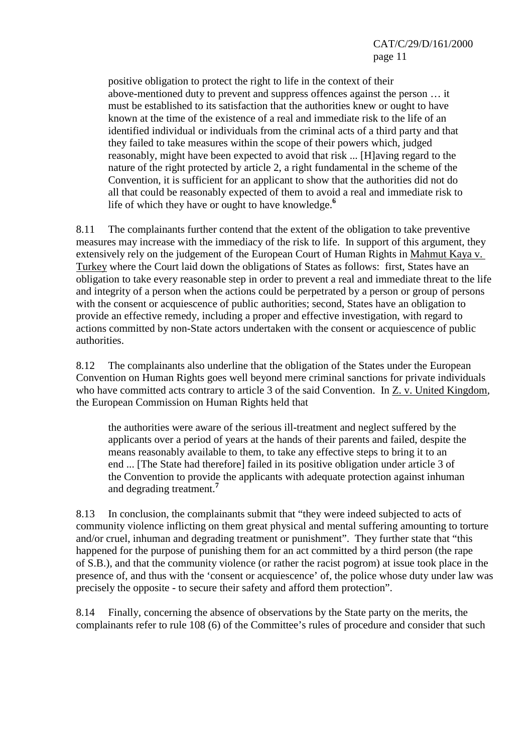> positive obligation to protect the right to life in the context of their above-mentioned duty to prevent and suppress offences against the person … it must be established to its satisfaction that the authorities knew or ought to have known at the time of the existence of a real and immediate risk to the life of an identified individual or individuals from the criminal acts of a third party and that they failed to take measures within the scope of their powers which, judged reasonably, might have been expected to avoid that risk ... [H]aving regard to the nature of the right protected by article 2, a right fundamental in the scheme of the Convention, it is sufficient for an applicant to show that the authorities did not do all that could be reasonably expected of them to avoid a real and immediate risk to life of which they have or ought to have knowledge.[6]

8.11 The complainants further contend that the extent of the obligation to take preventive measures may increase with the immediacy of the risk to life. In support of this argument, they extensively rely on the judgement of the European Court of Human Rights in Mahmut Kaya v. Turkey where the Court laid down the obligations of States as follows: first, States have an obligation to take every reasonable step in order to prevent a real and immediate threat to the life and integrity of a person when the actions could be perpetrated by a person or group of persons with the consent or acquiescence of public authorities; second, States have an obligation to provide an effective remedy, including a proper and effective investigation, with regard to actions committed by non-State actors undertaken with the consent or acquiescence of public authorities.

8.12 The complainants also underline that the obligation of the States under the European Convention on Human Rights goes well beyond mere criminal sanctions for private individuals who have committed acts contrary to article 3 of the said Convention. In Z. v. United Kingdom, the European Commission on Human Rights held that

> the authorities were aware of the serious ill-treatment and neglect suffered by the applicants over a period of years at the hands of their parents and failed, despite the means reasonably available to them, to take any effective steps to bring it to an end ... [The State had therefore] failed in its positive obligation under article 3 of the Convention to provide the applicants with adequate protection against inhuman and degrading treatment.[7]

8.13 In conclusion, the complainants submit that "they were indeed subjected to acts of community violence inflicting on them great physical and mental suffering amounting to torture and/or cruel, inhuman and degrading treatment or punishment". They further state that "this happened for the purpose of punishing them for an act committed by a third person (the rape of S.B.), and that the community violence (or rather the racist pogrom) at issue took place in the presence of, and thus with the 'consent or acquiescence' of, the police whose duty under law was precisely the opposite - to secure their safety and afford them protection".

8.14 Finally, concerning the absence of observations by the State party on the merits, the complainants refer to rule 108 (6) of the Committee's rules of procedure and consider that such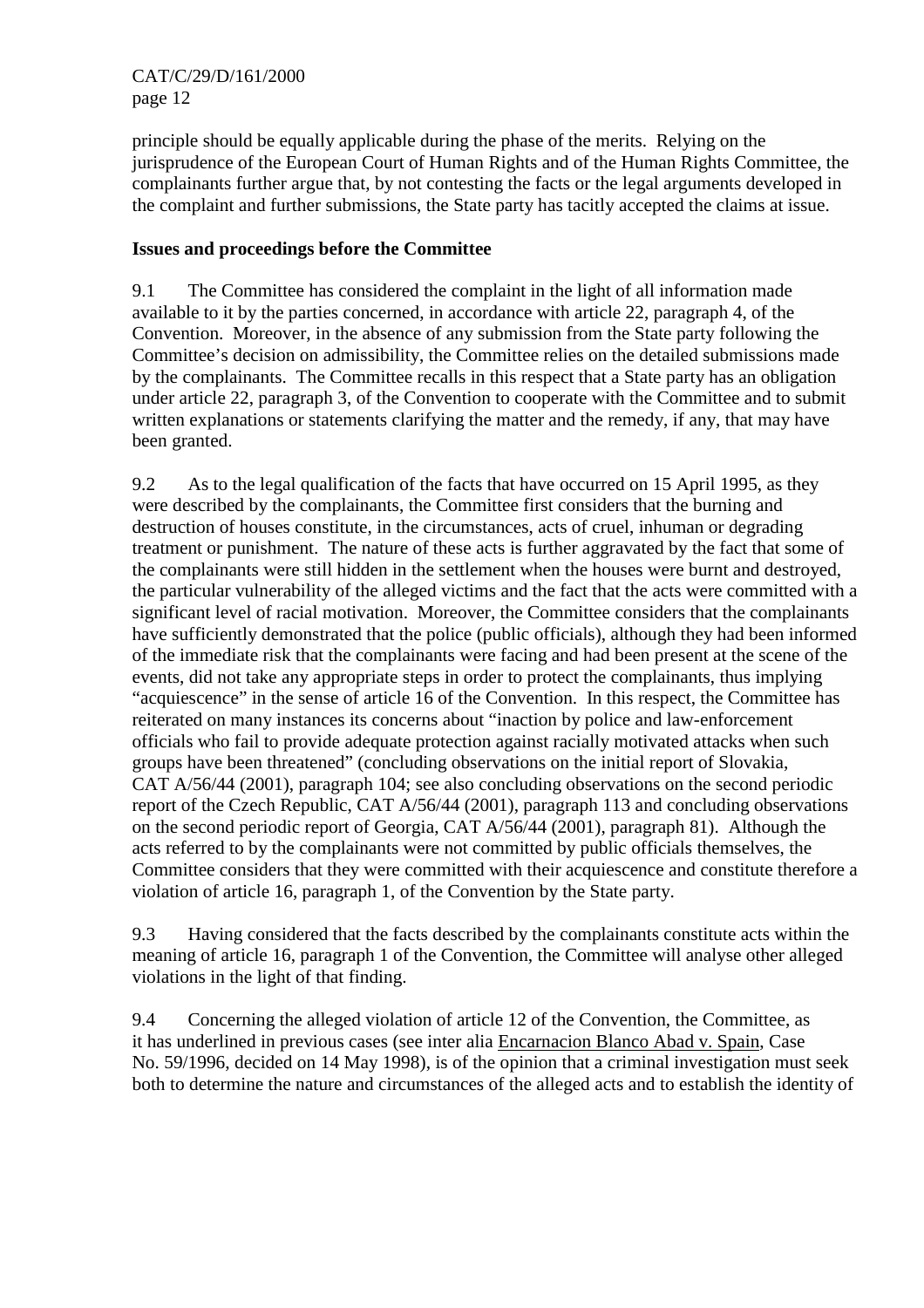principle should be equally applicable during the phase of the merits. Relying on the jurisprudence of the European Court of Human Rights and of the Human Rights Committee, the complainants further argue that, by not contesting the facts or the legal arguments developed in the complaint and further submissions, the State party has tacitly accepted the claims at issue.

**Issues and proceedings before the Committee**

9.1 The Committee has considered the complaint in the light of all information made available to it by the parties concerned, in accordance with article 22, paragraph 4, of the Convention. Moreover, in the absence of any submission from the State party following the Committee's decision on admissibility, the Committee relies on the detailed submissions made by the complainants. The Committee recalls in this respect that a State party has an obligation under article 22, paragraph 3, of the Convention to cooperate with the Committee and to submit written explanations or statements clarifying the matter and the remedy, if any, that may have been granted.

9.2 As to the legal qualification of the facts that have occurred on 15 April 1995, as they were described by the complainants, the Committee first considers that the burning and destruction of houses constitute, in the circumstances, acts of cruel, inhuman or degrading treatment or punishment. The nature of these acts is further aggravated by the fact that some of the complainants were still hidden in the settlement when the houses were burnt and destroyed, the particular vulnerability of the alleged victims and the fact that the acts were committed with a significant level of racial motivation. Moreover, the Committee considers that the complainants have sufficiently demonstrated that the police (public officials), although they had been informed of the immediate risk that the complainants were facing and had been present at the scene of the events, did not take any appropriate steps in order to protect the complainants, thus implying "acquiescence" in the sense of article 16 of the Convention. In this respect, the Committee has reiterated on many instances its concerns about "inaction by police and law-enforcement officials who fail to provide adequate protection against racially motivated attacks when such groups have been threatened" (concluding observations on the initial report of Slovakia, CAT A/56/44 (2001), paragraph 104; see also concluding observations on the second periodic report of the Czech Republic, CAT A/56/44 (2001), paragraph 113 and concluding observations on the second periodic report of Georgia, CAT A/56/44 (2001), paragraph 81). Although the acts referred to by the complainants were not committed by public officials themselves, the Committee considers that they were committed with their acquiescence and constitute therefore a violation of article 16, paragraph 1, of the Convention by the State party.

9.3 Having considered that the facts described by the complainants constitute acts within the meaning of article 16, paragraph 1 of the Convention, the Committee will analyse other alleged violations in the light of that finding.

9.4 Concerning the alleged violation of article 12 of the Convention, the Committee, as it has underlined in previous cases (see inter alia Encarnacion Blanco Abad v. Spain, Case No. 59/1996, decided on 14 May 1998), is of the opinion that a criminal investigation must seek both to determine the nature and circumstances of the alleged acts and to establish the identity of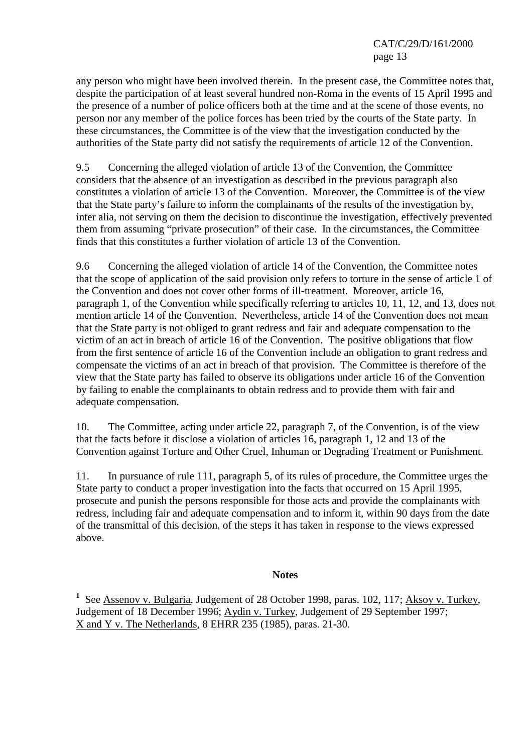any person who might have been involved therein. In the present case, the Committee notes that, despite the participation of at least several hundred non-Roma in the events of 15 April 1995 and the presence of a number of police officers both at the time and at the scene of those events, no person nor any member of the police forces has been tried by the courts of the State party. In these circumstances, the Committee is of the view that the investigation conducted by the authorities of the State party did not satisfy the requirements of article 12 of the Convention.

9.5 Concerning the alleged violation of article 13 of the Convention, the Committee considers that the absence of an investigation as described in the previous paragraph also constitutes a violation of article 13 of the Convention. Moreover, the Committee is of the view that the State party's failure to inform the complainants of the results of the investigation by, inter alia, not serving on them the decision to discontinue the investigation, effectively prevented them from assuming "private prosecution" of their case. In the circumstances, the Committee finds that this constitutes a further violation of article 13 of the Convention.

9.6 Concerning the alleged violation of article 14 of the Convention, the Committee notes that the scope of application of the said provision only refers to torture in the sense of article 1 of the Convention and does not cover other forms of ill-treatment. Moreover, article 16, paragraph 1, of the Convention while specifically referring to articles 10, 11, 12, and 13, does not mention article 14 of the Convention. Nevertheless, article 14 of the Convention does not mean that the State party is not obliged to grant redress and fair and adequate compensation to the victim of an act in breach of article 16 of the Convention. The positive obligations that flow from the first sentence of article 16 of the Convention include an obligation to grant redress and compensate the victims of an act in breach of that provision. The Committee is therefore of the view that the State party has failed to observe its obligations under article 16 of the Convention by failing to enable the complainants to obtain redress and to provide them with fair and adequate compensation.

10. The Committee, acting under article 22, paragraph 7, of the Convention, is of the view that the facts before it disclose a violation of articles 16, paragraph 1, 12 and 13 of the Convention against Torture and Other Cruel, Inhuman or Degrading Treatment or Punishment.

11. In pursuance of rule 111, paragraph 5, of its rules of procedure, the Committee urges the State party to conduct a proper investigation into the facts that occurred on 15 April 1995, prosecute and punish the persons responsible for those acts and provide the complainants with redress, including fair and adequate compensation and to inform it, within 90 days from the date of the transmittal of this decision, of the steps it has taken in response to the views expressed above.

**Notes**

[1] See Assenov v. Bulgaria, Judgement of 28 October 1998, paras. 102, 117; Aksoy v. Turkey, Judgement of 18 December 1996; Aydin v. Turkey, Judgement of 29 September 1997; X and Y v. The Netherlands, 8 EHRR 235 (1985), paras. 21-30.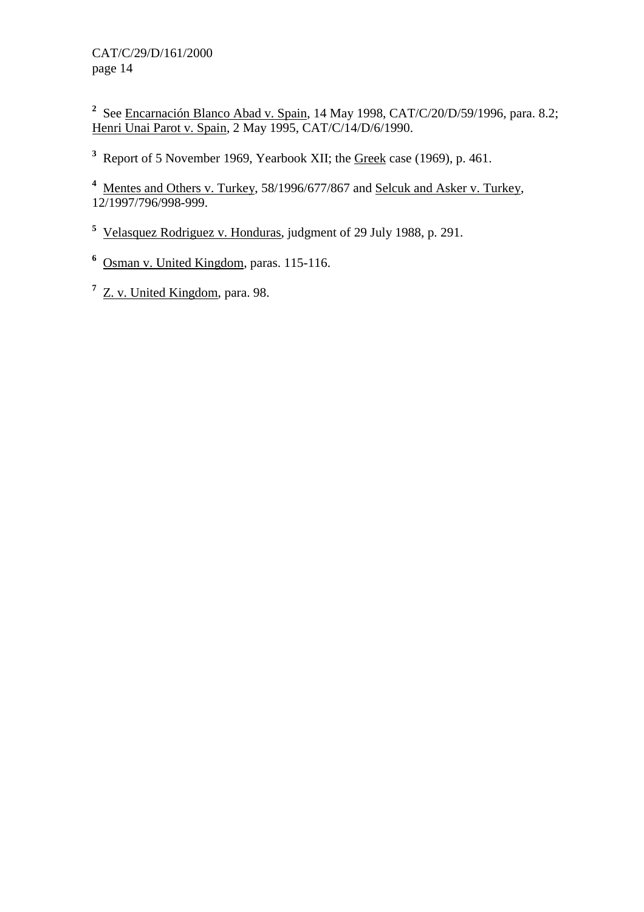[2] See Encarnación Blanco Abad v. Spain, 14 May 1998, CAT/C/20/D/59/1996, para. 8.2; Henri Unai Parot v. Spain, 2 May 1995, CAT/C/14/D/6/1990.

[3] Report of 5 November 1969, Yearbook XII; the Greek case (1969), p. 461.

[4] Mentes and Others v. Turkey, 58/1996/677/867 and Selcuk and Asker v. Turkey, 12/1997/796/998-999.

[5] Velasquez Rodriguez v. Honduras, judgment of 29 July 1988, p. 291.

[6] Osman v. United Kingdom, paras. 115-116.

[7] Z. v. United Kingdom, para. 98.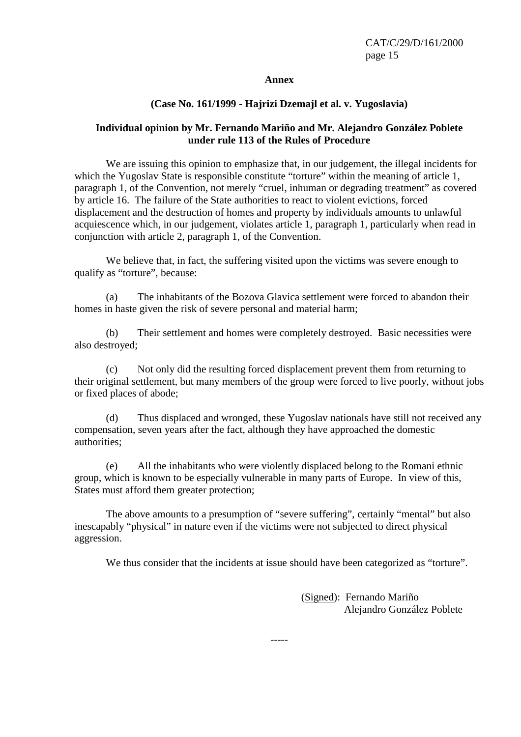**Annex**

**(Case No. 161/1999 - Hajrizi Dzemajl et al. v. Yugoslavia)**

**Individual opinion by Mr. Fernando Mariño and Mr. Alejandro González Poblete under rule 113 of the Rules of Procedure**

We are issuing this opinion to emphasize that, in our judgement, the illegal incidents for which the Yugoslav State is responsible constitute "torture" within the meaning of article 1, paragraph 1, of the Convention, not merely "cruel, inhuman or degrading treatment" as covered by article 16. The failure of the State authorities to react to violent evictions, forced displacement and the destruction of homes and property by individuals amounts to unlawful acquiescence which, in our judgement, violates article 1, paragraph 1, particularly when read in conjunction with article 2, paragraph 1, of the Convention.

We believe that, in fact, the suffering visited upon the victims was severe enough to qualify as "torture", because:

(a) The inhabitants of the Bozova Glavica settlement were forced to abandon their homes in haste given the risk of severe personal and material harm;

(b) Their settlement and homes were completely destroyed. Basic necessities were also destroyed;

(c) Not only did the resulting forced displacement prevent them from returning to their original settlement, but many members of the group were forced to live poorly, without jobs or fixed places of abode;

(d) Thus displaced and wronged, these Yugoslav nationals have still not received any compensation, seven years after the fact, although they have approached the domestic authorities;

(e) All the inhabitants who were violently displaced belong to the Romani ethnic group, which is known to be especially vulnerable in many parts of Europe. In view of this, States must afford them greater protection;

The above amounts to a presumption of "severe suffering", certainly "mental" but also inescapably "physical" in nature even if the victims were not subjected to direct physical aggression.

We thus consider that the incidents at issue should have been categorized as "torture".

(Signed): Fernando Mariño
Alejandro González Poblete

-----